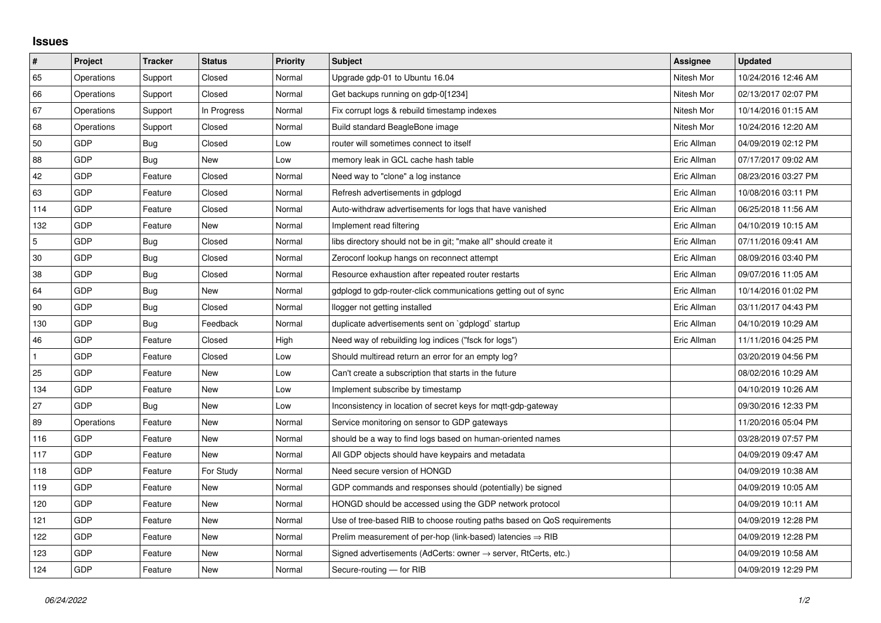## Issues

| # | Project | Tracker | Status | Priority | Subject | Assignee | Updated |
|---|---|---|---|---|---|---|---|
| 65 | Operations | Support | Closed | Normal | Upgrade gdp-01 to Ubuntu 16.04 | Nitesh Mor | 10/24/2016 12:46 AM |
| 66 | Operations | Support | Closed | Normal | Get backups running on gdp-0[1234] | Nitesh Mor | 02/13/2017 02:07 PM |
| 67 | Operations | Support | In Progress | Normal | Fix corrupt logs & rebuild timestamp indexes | Nitesh Mor | 10/14/2016 01:15 AM |
| 68 | Operations | Support | Closed | Normal | Build standard BeagleBone image | Nitesh Mor | 10/24/2016 12:20 AM |
| 50 | GDP | Bug | Closed | Low | router will sometimes connect to itself | Eric Allman | 04/09/2019 02:12 PM |
| 88 | GDP | Bug | New | Low | memory leak in GCL cache hash table | Eric Allman | 07/17/2017 09:02 AM |
| 42 | GDP | Feature | Closed | Normal | Need way to "clone" a log instance | Eric Allman | 08/23/2016 03:27 PM |
| 63 | GDP | Feature | Closed | Normal | Refresh advertisements in gdplogd | Eric Allman | 10/08/2016 03:11 PM |
| 114 | GDP | Feature | Closed | Normal | Auto-withdraw advertisements for logs that have vanished | Eric Allman | 06/25/2018 11:56 AM |
| 132 | GDP | Feature | New | Normal | Implement read filtering | Eric Allman | 04/10/2019 10:15 AM |
| 5 | GDP | Bug | Closed | Normal | libs directory should not be in git; "make all" should create it | Eric Allman | 07/11/2016 09:41 AM |
| 30 | GDP | Bug | Closed | Normal | Zeroconf lookup hangs on reconnect attempt | Eric Allman | 08/09/2016 03:40 PM |
| 38 | GDP | Bug | Closed | Normal | Resource exhaustion after repeated router restarts | Eric Allman | 09/07/2016 11:05 AM |
| 64 | GDP | Bug | New | Normal | gdplogd to gdp-router-click communications getting out of sync | Eric Allman | 10/14/2016 01:02 PM |
| 90 | GDP | Bug | Closed | Normal | llogger not getting installed | Eric Allman | 03/11/2017 04:43 PM |
| 130 | GDP | Bug | Feedback | Normal | duplicate advertisements sent on `gdplogd` startup | Eric Allman | 04/10/2019 10:29 AM |
| 46 | GDP | Feature | Closed | High | Need way of rebuilding log indices ("fsck for logs") | Eric Allman | 11/11/2016 04:25 PM |
| 1 | GDP | Feature | Closed | Low | Should multiread return an error for an empty log? | | 03/20/2019 04:56 PM |
| 25 | GDP | Feature | New | Low | Can't create a subscription that starts in the future | | 08/02/2016 10:29 AM |
| 134 | GDP | Feature | New | Low | Implement subscribe by timestamp | | 04/10/2019 10:26 AM |
| 27 | GDP | Bug | New | Low | Inconsistency in location of secret keys for mqtt-gdp-gateway | | 09/30/2016 12:33 PM |
| 89 | Operations | Feature | New | Normal | Service monitoring on sensor to GDP gateways | | 11/20/2016 05:04 PM |
| 116 | GDP | Feature | New | Normal | should be a way to find logs based on human-oriented names | | 03/28/2019 07:57 PM |
| 117 | GDP | Feature | New | Normal | All GDP objects should have keypairs and metadata | | 04/09/2019 09:47 AM |
| 118 | GDP | Feature | For Study | Normal | Need secure version of HONGD | | 04/09/2019 10:38 AM |
| 119 | GDP | Feature | New | Normal | GDP commands and responses should (potentially) be signed | | 04/09/2019 10:05 AM |
| 120 | GDP | Feature | New | Normal | HONGD should be accessed using the GDP network protocol | | 04/09/2019 10:11 AM |
| 121 | GDP | Feature | New | Normal | Use of tree-based RIB to choose routing paths based on QoS requirements | | 04/09/2019 12:28 PM |
| 122 | GDP | Feature | New | Normal | Prelim measurement of per-hop (link-based) latencies ⇒ RIB | | 04/09/2019 12:28 PM |
| 123 | GDP | Feature | New | Normal | Signed advertisements (AdCerts: owner → server, RtCerts, etc.) | | 04/09/2019 10:58 AM |
| 124 | GDP | Feature | New | Normal | Secure-routing — for RIB | | 04/09/2019 12:29 PM |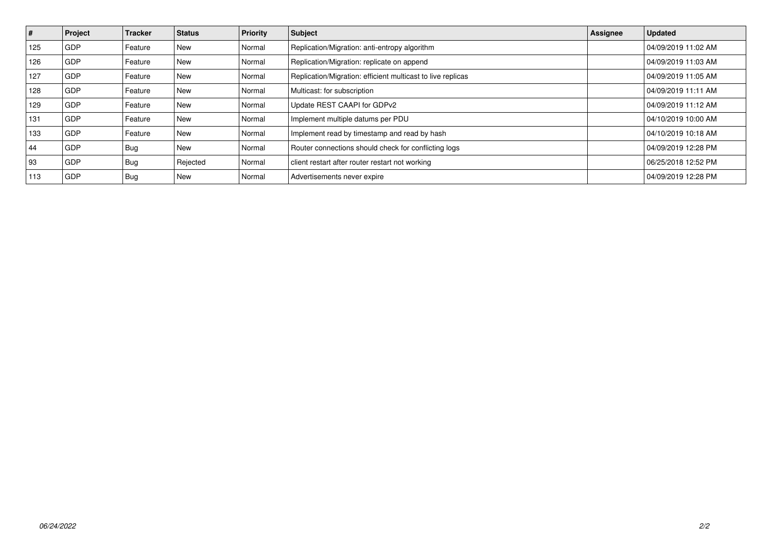| # | Project | Tracker | Status | Priority | Subject | Assignee | Updated |
|---|---|---|---|---|---|---|---|
| 125 | GDP | Feature | New | Normal | Replication/Migration: anti-entropy algorithm | | 04/09/2019 11:02 AM |
| 126 | GDP | Feature | New | Normal | Replication/Migration: replicate on append | | 04/09/2019 11:03 AM |
| 127 | GDP | Feature | New | Normal | Replication/Migration: efficient multicast to live replicas | | 04/09/2019 11:05 AM |
| 128 | GDP | Feature | New | Normal | Multicast: for subscription | | 04/09/2019 11:11 AM |
| 129 | GDP | Feature | New | Normal | Update REST CAAPI for GDPv2 | | 04/09/2019 11:12 AM |
| 131 | GDP | Feature | New | Normal | Implement multiple datums per PDU | | 04/10/2019 10:00 AM |
| 133 | GDP | Feature | New | Normal | Implement read by timestamp and read by hash | | 04/10/2019 10:18 AM |
| 44 | GDP | Bug | New | Normal | Router connections should check for conflicting logs | | 04/09/2019 12:28 PM |
| 93 | GDP | Bug | Rejected | Normal | client restart after router restart not working | | 06/25/2018 12:52 PM |
| 113 | GDP | Bug | New | Normal | Advertisements never expire | | 04/09/2019 12:28 PM |